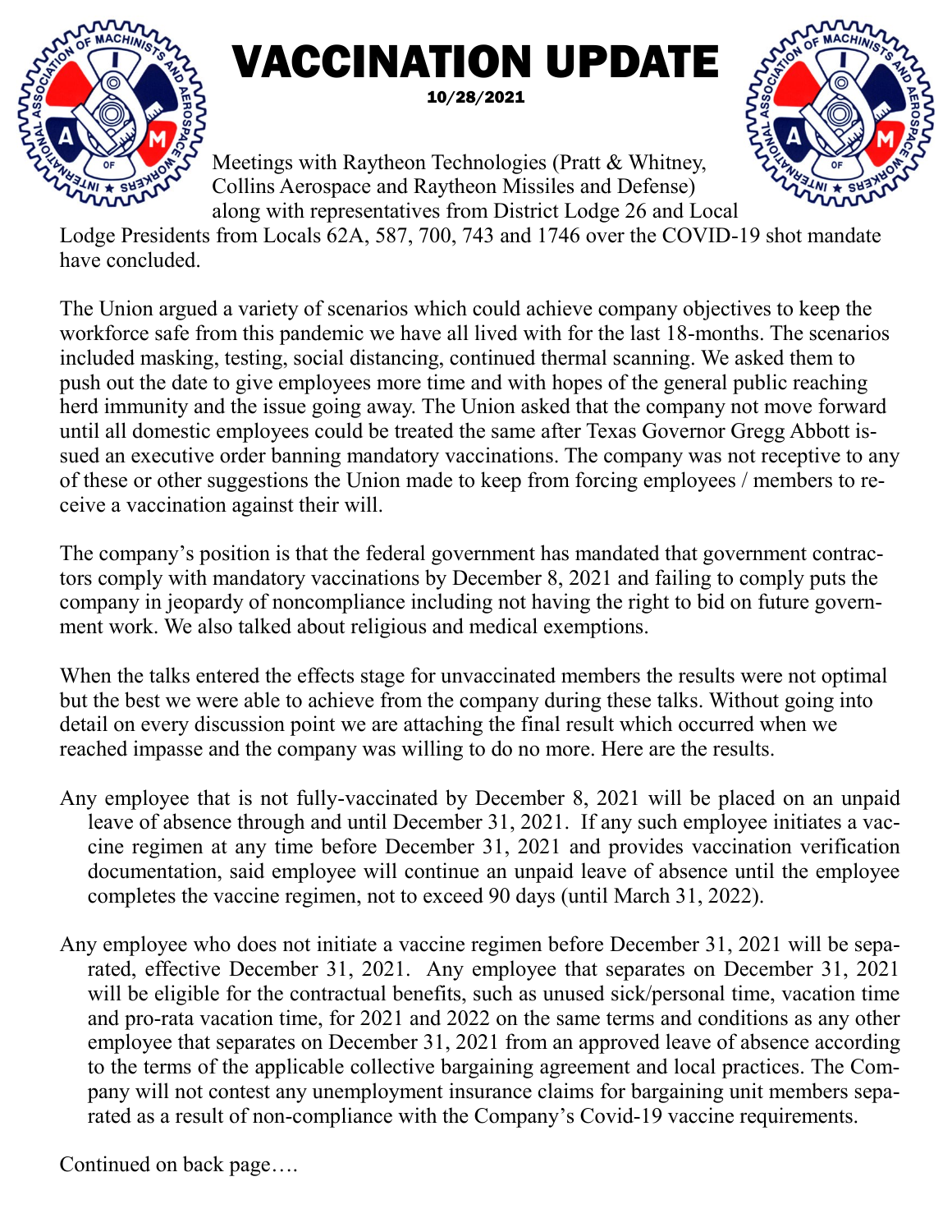# VACCINATION UPDATE

**10/28/2021**

Meetings with Raytheon Technologies (Pratt & Whitney, Collins Aerospace and Raytheon Missiles and Defense) along with representatives from District Lodge 26 and Local Lodge Presidents from Locals 62A, 587, 700, 743 and 1746 over the COVID-19 shot mandate have concluded.

The Union argued a variety of scenarios which could achieve company objectives to keep the workforce safe from this pandemic we have all lived with for the last 18-months. The scenarios included masking, testing, social distancing, continued thermal scanning. We asked them to push out the date to give employees more time and with hopes of the general public reaching herd immunity and the issue going away. The Union asked that the company not move forward until all domestic employees could be treated the same after Texas Governor Gregg Abbott issued an executive order banning mandatory vaccinations. The company was not receptive to any of these or other suggestions the Union made to keep from forcing employees / members to receive a vaccination against their will.

The company's position is that the federal government has mandated that government contractors comply with mandatory vaccinations by December 8, 2021 and failing to comply puts the company in jeopardy of noncompliance including not having the right to bid on future government work. We also talked about religious and medical exemptions.

When the talks entered the effects stage for unvaccinated members the results were not optimal but the best we were able to achieve from the company during these talks. Without going into detail on every discussion point we are attaching the final result which occurred when we reached impasse and the company was willing to do no more. Here are the results.

Any employee that is not fully-vaccinated by December 8, 2021 will be placed on an unpaid leave of absence through and until December 31, 2021. If any such employee initiates a vaccine regimen at any time before December 31, 2021 and provides vaccination verification documentation, said employee will continue an unpaid leave of absence until the employee completes the vaccine regimen, not to exceed 90 days (until March 31, 2022).

Any employee who does not initiate a vaccine regimen before December 31, 2021 will be separated, effective December 31, 2021. Any employee that separates on December 31, 2021 will be eligible for the contractual benefits, such as unused sick/personal time, vacation time and pro-rata vacation time, for 2021 and 2022 on the same terms and conditions as any other employee that separates on December 31, 2021 from an approved leave of absence according to the terms of the applicable collective bargaining agreement and local practices. The Company will not contest any unemployment insurance claims for bargaining unit members separated as a result of non-compliance with the Company's Covid-19 vaccine requirements.

Continued on back page….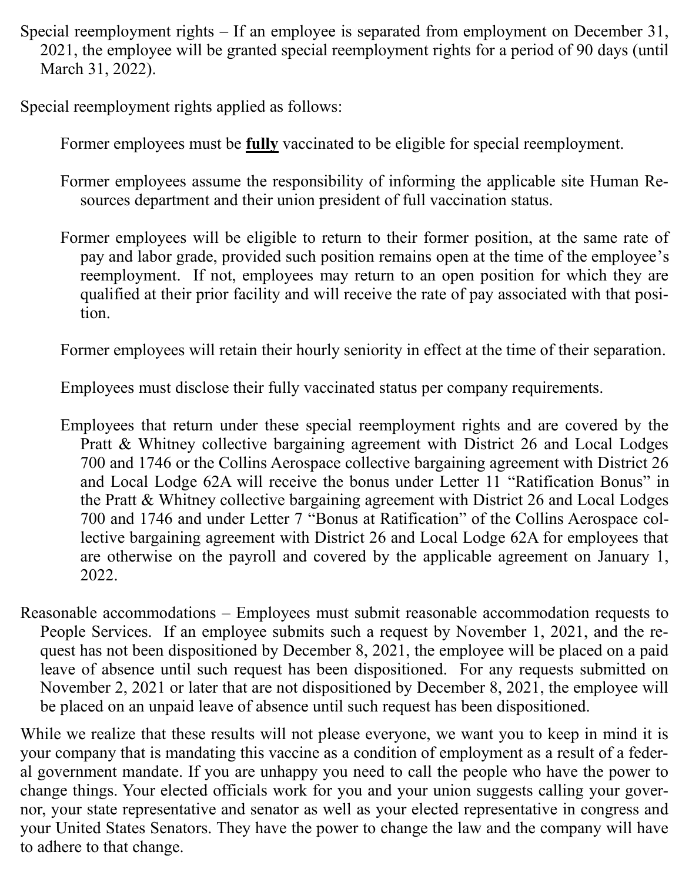Special reemployment rights – If an employee is separated from employment on December 31, 2021, the employee will be granted special reemployment rights for a period of 90 days (until March 31, 2022).

Special reemployment rights applied as follows:

Former employees must be **fully** vaccinated to be eligible for special reemployment.

Former employees assume the responsibility of informing the applicable site Human Resources department and their union president of full vaccination status.

Former employees will be eligible to return to their former position, at the same rate of pay and labor grade, provided such position remains open at the time of the employee's reemployment. If not, employees may return to an open position for which they are qualified at their prior facility and will receive the rate of pay associated with that position.

Former employees will retain their hourly seniority in effect at the time of their separation.

Employees must disclose their fully vaccinated status per company requirements.

Employees that return under these special reemployment rights and are covered by the Pratt & Whitney collective bargaining agreement with District 26 and Local Lodges 700 and 1746 or the Collins Aerospace collective bargaining agreement with District 26 and Local Lodge 62A will receive the bonus under Letter 11 "Ratification Bonus" in the Pratt & Whitney collective bargaining agreement with District 26 and Local Lodges 700 and 1746 and under Letter 7 "Bonus at Ratification" of the Collins Aerospace collective bargaining agreement with District 26 and Local Lodge 62A for employees that are otherwise on the payroll and covered by the applicable agreement on January 1, 2022.

Reasonable accommodations – Employees must submit reasonable accommodation requests to People Services. If an employee submits such a request by November 1, 2021, and the request has not been dispositioned by December 8, 2021, the employee will be placed on a paid leave of absence until such request has been dispositioned. For any requests submitted on November 2, 2021 or later that are not dispositioned by December 8, 2021, the employee will be placed on an unpaid leave of absence until such request has been dispositioned.

While we realize that these results will not please everyone, we want you to keep in mind it is your company that is mandating this vaccine as a condition of employment as a result of a federal government mandate. If you are unhappy you need to call the people who have the power to change things. Your elected officials work for you and your union suggests calling your governor, your state representative and senator as well as your elected representative in congress and your United States Senators. They have the power to change the law and the company will have to adhere to that change.